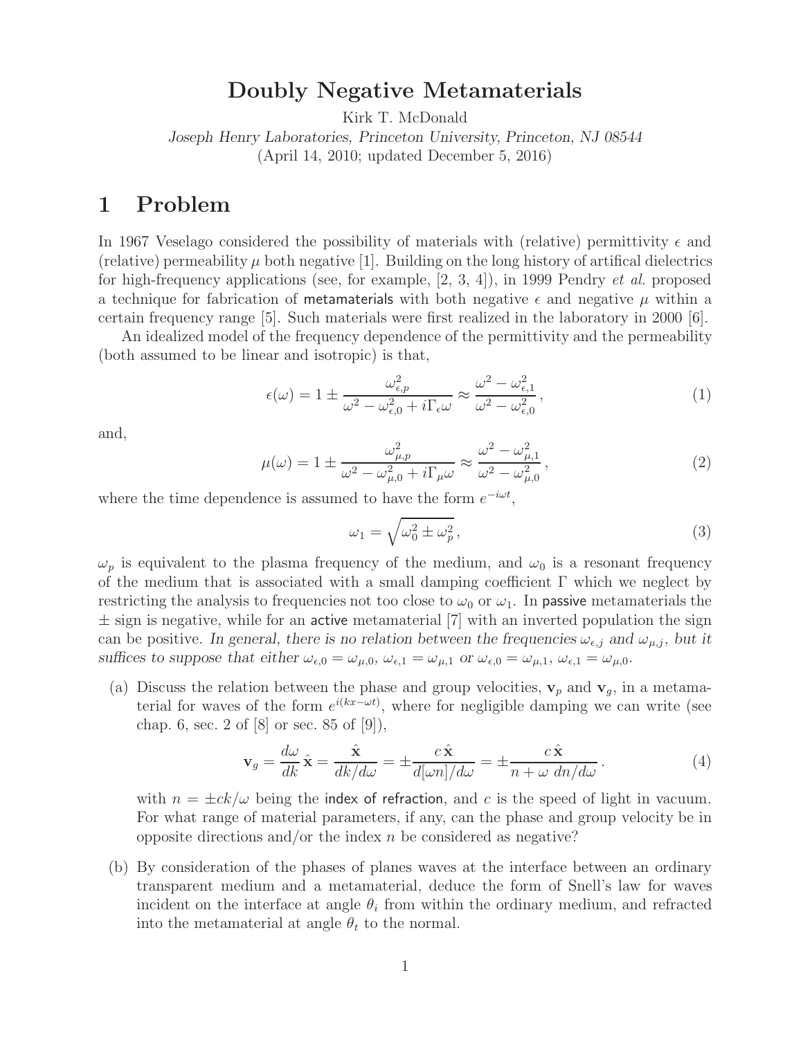# Doubly Negative Metamaterials

Kirk T. McDonald

*Joseph Henry Laboratories, Princeton University, Princeton, NJ 08544*

(April 14, 2010; updated December 5, 2016)

## 1 Problem

In 1967 Veselago considered the possibility of materials with (relative) permittivity $\epsilon$ and (relative) permeability $\mu$ both negative [1]. Building on the long history of artifical dielectrics for high-frequency applications (see, for example, [2, 3, 4]), in 1999 Pendry *et al.* proposed a technique for fabrication of metamaterials with both negative $\epsilon$ and negative $\mu$ within a certain frequency range [5]. Such materials were first realized in the laboratory in 2000 [6].

An idealized model of the frequency dependence of the permittivity and the permeability (both assumed to be linear and isotropic) is that,

$$\epsilon(\omega) = 1 \pm \frac{\omega_{\epsilon,p}^2}{\omega^2 - \omega_{\epsilon,0}^2 + i\Gamma_\epsilon \omega} \approx \frac{\omega^2 - \omega_{\epsilon,1}^2}{\omega^2 - \omega_{\epsilon,0}^2}, \tag{1}$$

and,

$$\mu(\omega) = 1 \pm \frac{\omega_{\mu,p}^2}{\omega^2 - \omega_{\mu,0}^2 + i\Gamma_\mu \omega} \approx \frac{\omega^2 - \omega_{\mu,1}^2}{\omega^2 - \omega_{\mu,0}^2}, \tag{2}$$

where the time dependence is assumed to have the form $e^{-i\omega t}$,

$$\omega_1 = \sqrt{\omega_0^2 \pm \omega_p^2}, \tag{3}$$

$\omega_p$ is equivalent to the plasma frequency of the medium, and $\omega_0$ is a resonant frequency of the medium that is associated with a small damping coefficient $\Gamma$ which we neglect by restricting the analysis to frequencies not too close to $\omega_0$ or $\omega_1$. In passive metamaterials the $\pm$ sign is negative, while for an active metamaterial [7] with an inverted population the sign can be positive. *In general, there is no relation between the frequencies $\omega_{\epsilon,j}$ and $\omega_{\mu,j}$, but it suffices to suppose that either $\omega_{\epsilon,0} = \omega_{\mu,0}$, $\omega_{\epsilon,1} = \omega_{\mu,1}$ or $\omega_{\epsilon,0} = \omega_{\mu,1}$, $\omega_{\epsilon,1} = \omega_{\mu,0}$.*

(a) Discuss the relation between the phase and group velocities, $\mathbf{v}_p$ and $\mathbf{v}_g$, in a metamaterial for waves of the form $e^{i(kx-\omega t)}$, where for negligible damping we can write (see chap. 6, sec. 2 of [8] or sec. 85 of [9]),

$$\mathbf{v}_g = \frac{d\omega}{dk}\,\hat{\mathbf{x}} = \frac{\hat{\mathbf{x}}}{dk/d\omega} = \pm\frac{c\,\hat{\mathbf{x}}}{d[\omega n]/d\omega} = \pm\frac{c\,\hat{\mathbf{x}}}{n + \omega\ dn/d\omega}. \tag{4}$$

with $n = \pm ck/\omega$ being the index of refraction, and $c$ is the speed of light in vacuum. For what range of material parameters, if any, can the phase and group velocity be in opposite directions and/or the index $n$ be considered as negative?

(b) By consideration of the phases of planes waves at the interface between an ordinary transparent medium and a metamaterial, deduce the form of Snell's law for waves incident on the interface at angle $\theta_i$ from within the ordinary medium, and refracted into the metamaterial at angle $\theta_t$ to the normal.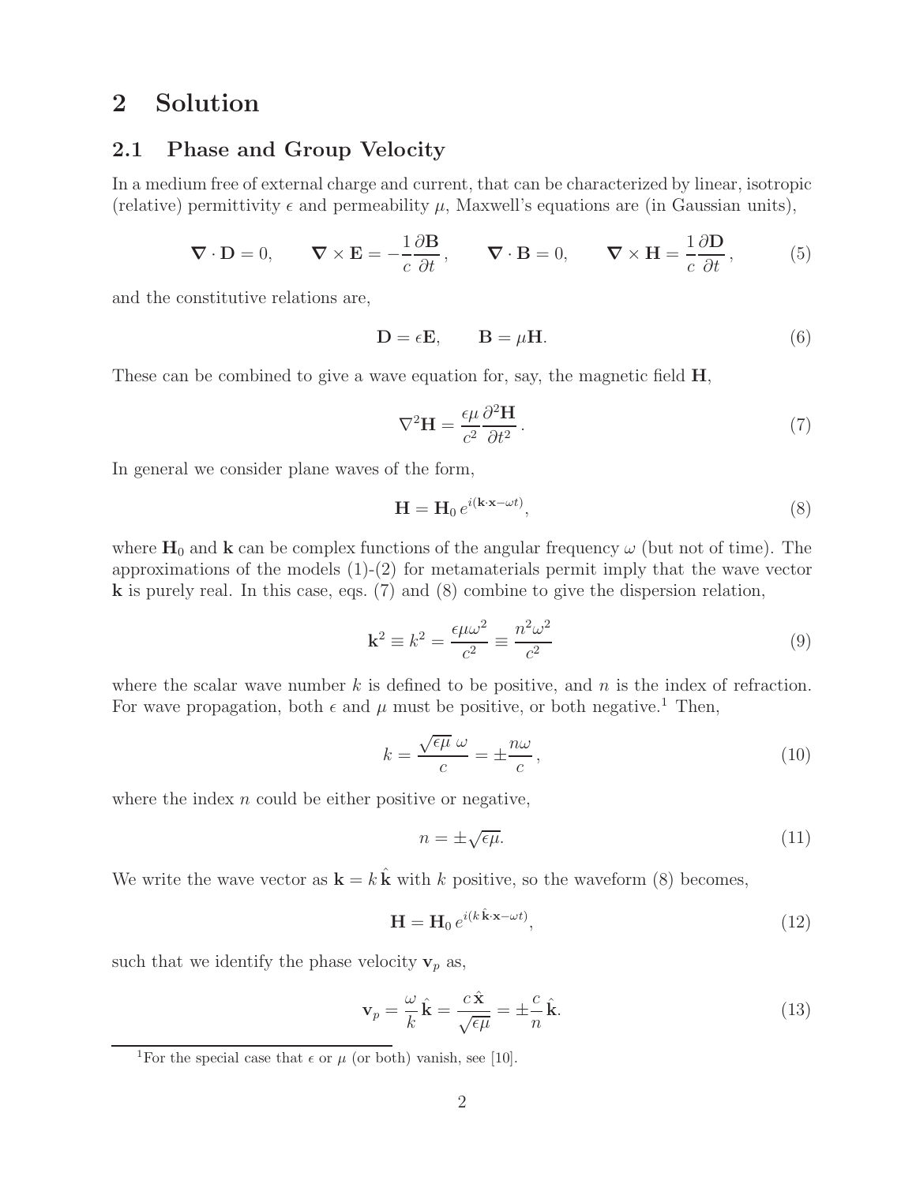# 2 Solution

## 2.1 Phase and Group Velocity

In a medium free of external charge and current, that can be characterized by linear, isotropic (relative) permittivity $\epsilon$ and permeability $\mu$, Maxwell's equations are (in Gaussian units),

$$\nabla \cdot \mathbf{D} = 0, \qquad \nabla \times \mathbf{E} = -\frac{1}{c}\frac{\partial \mathbf{B}}{\partial t}, \qquad \nabla \cdot \mathbf{B} = 0, \qquad \nabla \times \mathbf{H} = \frac{1}{c}\frac{\partial \mathbf{D}}{\partial t}, \tag{5}$$

and the constitutive relations are,

$$\mathbf{D} = \epsilon \mathbf{E}, \qquad \mathbf{B} = \mu \mathbf{H}. \tag{6}$$

These can be combined to give a wave equation for, say, the magnetic field $\mathbf{H}$,

$$\nabla^2 \mathbf{H} = \frac{\epsilon\mu}{c^2}\frac{\partial^2 \mathbf{H}}{\partial t^2}. \tag{7}$$

In general we consider plane waves of the form,

$$\mathbf{H} = \mathbf{H}_0\, e^{i(\mathbf{k}\cdot\mathbf{x} - \omega t)}, \tag{8}$$

where $\mathbf{H}_0$ and $\mathbf{k}$ can be complex functions of the angular frequency $\omega$ (but not of time). The approximations of the models (1)-(2) for metamaterials permit imply that the wave vector $\mathbf{k}$ is purely real. In this case, eqs. (7) and (8) combine to give the dispersion relation,

$$\mathbf{k}^2 \equiv k^2 = \frac{\epsilon\mu\omega^2}{c^2} \equiv \frac{n^2\omega^2}{c^2} \tag{9}$$

where the scalar wave number $k$ is defined to be positive, and $n$ is the index of refraction. For wave propagation, both $\epsilon$ and $\mu$ must be positive, or both negative.[1] Then,

$$k = \frac{\sqrt{\epsilon\mu}\,\omega}{c} = \pm\frac{n\omega}{c}, \tag{10}$$

where the index $n$ could be either positive or negative,

$$n = \pm\sqrt{\epsilon\mu}. \tag{11}$$

We write the wave vector as $\mathbf{k} = k\,\hat{\mathbf{k}}$ with $k$ positive, so the waveform (8) becomes,

$$\mathbf{H} = \mathbf{H}_0\, e^{i(k\,\hat{\mathbf{k}}\cdot\mathbf{x} - \omega t)}, \tag{12}$$

such that we identify the phase velocity $\mathbf{v}_p$ as,

$$\mathbf{v}_p = \frac{\omega}{k}\,\hat{\mathbf{k}} = \frac{c\,\hat{\mathbf{x}}}{\sqrt{\epsilon\mu}} = \pm\frac{c}{n}\,\hat{\mathbf{k}}. \tag{13}$$

[1] For the special case that $\epsilon$ or $\mu$ (or both) vanish, see [10].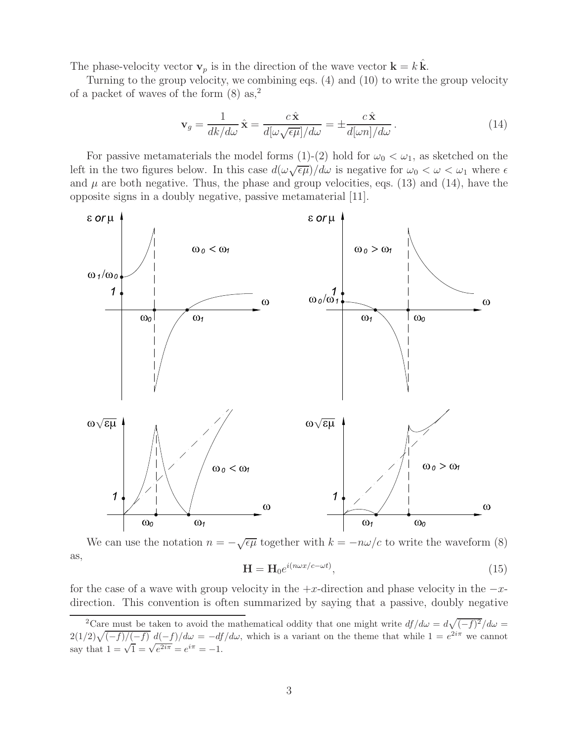The phase-velocity vector $\mathbf{v}_p$ is in the direction of the wave vector $\mathbf{k} = k\,\hat{\mathbf{k}}$.

Turning to the group velocity, we combining eqs. (4) and (10) to write the group velocity of a packet of waves of the form (8) as,[2]

$$\mathbf{v}_g = \frac{1}{dk/d\omega}\,\hat{\mathbf{x}} = \frac{c\,\hat{\mathbf{x}}}{d[\omega\sqrt{\epsilon\mu}]/d\omega} = \pm\frac{c\,\hat{\mathbf{x}}}{d[\omega n]/d\omega}\,. \tag{14}$$

For passive metamaterials the model forms (1)-(2) hold for $\omega_0 < \omega_1$, as sketched on the left in the two figures below. In this case $d(\omega\sqrt{\epsilon\mu})/d\omega$ is negative for $\omega_0 < \omega < \omega_1$ where $\epsilon$ and $\mu$ are both negative. Thus, the phase and group velocities, eqs. (13) and (14), have the opposite signs in a doubly negative, passive metamaterial [11].

We can use the notation $n = -\sqrt{\epsilon\mu}$ together with $k = -n\omega/c$ to write the waveform (8) as,

$$\mathbf{H} = \mathbf{H}_0 e^{i(n\omega x/c - \omega t)}, \tag{15}$$

for the case of a wave with group velocity in the $+x$-direction and phase velocity in the $-x$-direction. This convention is often summarized by saying that a passive, doubly negative

---

[2] Care must be taken to avoid the mathematical oddity that one might write $df/d\omega = d\sqrt{(-f)^2}/d\omega = 2(1/2)\sqrt{(-f)/(-f)}\;d(-f)/d\omega = -df/d\omega$, which is a variant on the theme that while $1 = e^{2i\pi}$ we cannot say that $1 = \sqrt{1} = \sqrt{e^{2i\pi}} = e^{i\pi} = -1$.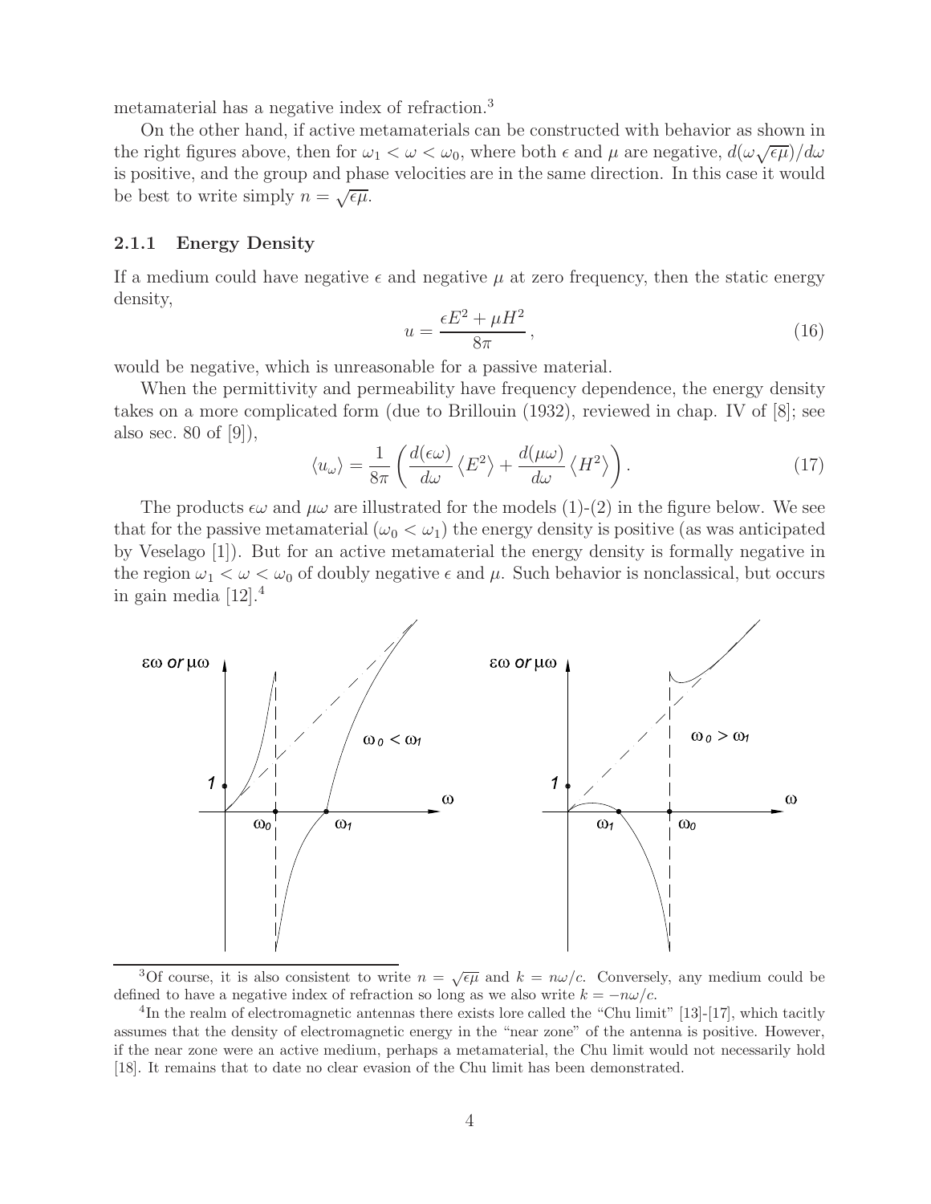metamaterial has a negative index of refraction.[3]

On the other hand, if active metamaterials can be constructed with behavior as shown in the right figures above, then for $\omega_1 < \omega < \omega_0$, where both $\epsilon$ and $\mu$ are negative, $d(\omega\sqrt{\epsilon\mu})/d\omega$ is positive, and the group and phase velocities are in the same direction. In this case it would be best to write simply $n = \sqrt{\epsilon\mu}$.

### 2.1.1 Energy Density

If a medium could have negative $\epsilon$ and negative $\mu$ at zero frequency, then the static energy density,

$$u = \frac{\epsilon E^2 + \mu H^2}{8\pi}\,, \tag{16}$$

would be negative, which is unreasonable for a passive material.

When the permittivity and permeability have frequency dependence, the energy density takes on a more complicated form (due to Brillouin (1932), reviewed in chap. IV of [8]; see also sec. 80 of [9]),

$$\langle u_\omega \rangle = \frac{1}{8\pi}\left(\frac{d(\epsilon\omega)}{d\omega}\left\langle E^2\right\rangle + \frac{d(\mu\omega)}{d\omega}\left\langle H^2\right\rangle\right). \tag{17}$$

The products $\epsilon\omega$ and $\mu\omega$ are illustrated for the models (1)-(2) in the figure below. We see that for the passive metamaterial ($\omega_0 < \omega_1$) the energy density is positive (as was anticipated by Veselago [1]). But for an active metamaterial the energy density is formally negative in the region $\omega_1 < \omega < \omega_0$ of doubly negative $\epsilon$ and $\mu$. Such behavior is nonclassical, but occurs in gain media [12].[4]

---

[3] Of course, it is also consistent to write $n = \sqrt{\epsilon\mu}$ and $k = n\omega/c$. Conversely, any medium could be defined to have a negative index of refraction so long as we also write $k = -n\omega/c$.

[4] In the realm of electromagnetic antennas there exists lore called the "Chu limit" [13]-[17], which tacitly assumes that the density of electromagnetic energy in the "near zone" of the antenna is positive. However, if the near zone were an active medium, perhaps a metamaterial, the Chu limit would not necessarily hold [18]. It remains that to date no clear evasion of the Chu limit has been demonstrated.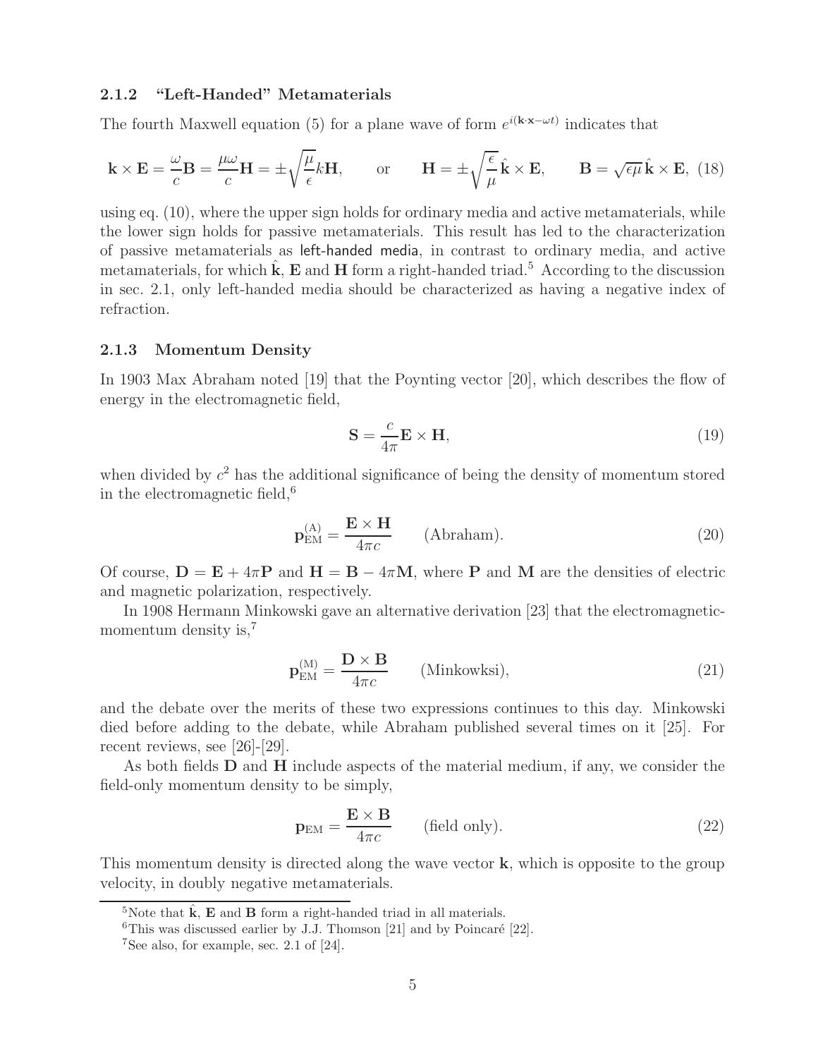### 2.1.2 "Left-Handed" Metamaterials

The fourth Maxwell equation (5) for a plane wave of form $e^{i(\mathbf{k}\cdot\mathbf{x}-\omega t)}$ indicates that

$$\mathbf{k} \times \mathbf{E} = \frac{\omega}{c}\mathbf{B} = \frac{\mu\omega}{c}\mathbf{H} = \pm\sqrt{\frac{\mu}{\epsilon}}k\mathbf{H}, \qquad \text{or} \qquad \mathbf{H} = \pm\sqrt{\frac{\epsilon}{\mu}}\,\hat{\mathbf{k}} \times \mathbf{E}, \qquad \mathbf{B} = \sqrt{\epsilon\mu}\,\hat{\mathbf{k}} \times \mathbf{E}, \tag{18}$$

using eq. (10), where the upper sign holds for ordinary media and active metamaterials, while the lower sign holds for passive metamaterials. This result has led to the characterization of passive metamaterials as left-handed media, in contrast to ordinary media, and active metamaterials, for which $\hat{\mathbf{k}}$, $\mathbf{E}$ and $\mathbf{H}$ form a right-handed triad.[5] According to the discussion in sec. 2.1, only left-handed media should be characterized as having a negative index of refraction.

### 2.1.3 Momentum Density

In 1903 Max Abraham noted [19] that the Poynting vector [20], which describes the flow of energy in the electromagnetic field,

$$\mathbf{S} = \frac{c}{4\pi}\mathbf{E} \times \mathbf{H}, \tag{19}$$

when divided by $c^2$ has the additional significance of being the density of momentum stored in the electromagnetic field,[6]

$$\mathbf{p}_{\rm EM}^{\rm (A)} = \frac{\mathbf{E} \times \mathbf{H}}{4\pi c} \qquad \text{(Abraham)}. \tag{20}$$

Of course, $\mathbf{D} = \mathbf{E} + 4\pi\mathbf{P}$ and $\mathbf{H} = \mathbf{B} - 4\pi\mathbf{M}$, where $\mathbf{P}$ and $\mathbf{M}$ are the densities of electric and magnetic polarization, respectively.

In 1908 Hermann Minkowski gave an alternative derivation [23] that the electromagnetic-momentum density is,[7]

$$\mathbf{p}_{\rm EM}^{\rm (M)} = \frac{\mathbf{D} \times \mathbf{B}}{4\pi c} \qquad \text{(Minkowksi)}, \tag{21}$$

and the debate over the merits of these two expressions continues to this day. Minkowski died before adding to the debate, while Abraham published several times on it [25]. For recent reviews, see [26]-[29].

As both fields $\mathbf{D}$ and $\mathbf{H}$ include aspects of the material medium, if any, we consider the field-only momentum density to be simply,

$$\mathbf{p}_{\rm EM} = \frac{\mathbf{E} \times \mathbf{B}}{4\pi c} \qquad \text{(field only)}. \tag{22}$$

This momentum density is directed along the wave vector $\mathbf{k}$, which is opposite to the group velocity, in doubly negative metamaterials.

---

[5] Note that $\hat{\mathbf{k}}$, $\mathbf{E}$ and $\mathbf{B}$ form a right-handed triad in all materials.

[6] This was discussed earlier by J.J. Thomson [21] and by Poincaré [22].

[7] See also, for example, sec. 2.1 of [24].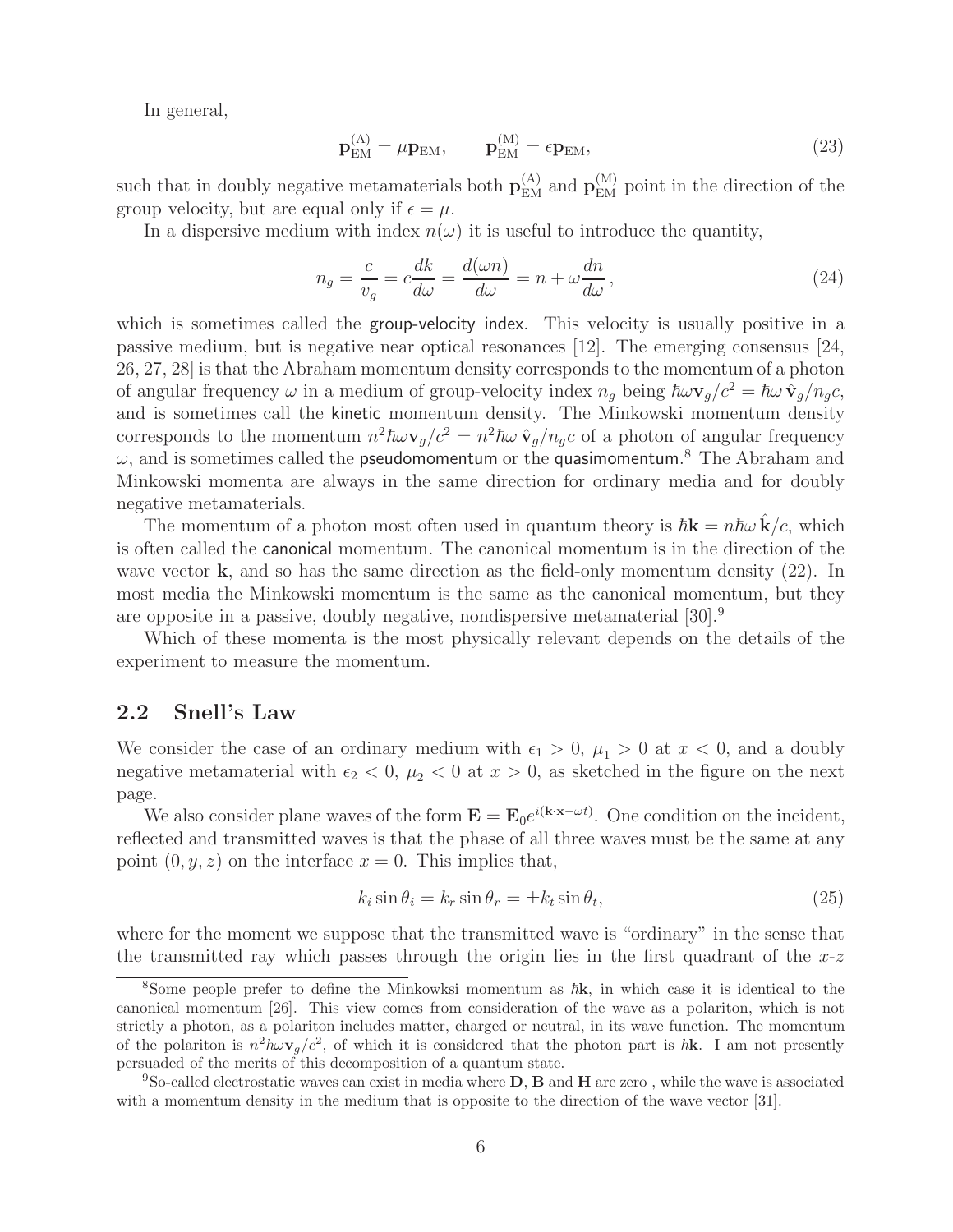In general,

$$
\mathbf{p}_{\rm EM}^{\rm (A)} = \mu \mathbf{p}_{\rm EM}, \qquad \mathbf{p}_{\rm EM}^{\rm (M)} = \epsilon \mathbf{p}_{\rm EM}, \tag{23}
$$

such that in doubly negative metamaterials both $\mathbf{p}_{\rm EM}^{\rm (A)}$ and $\mathbf{p}_{\rm EM}^{\rm (M)}$ point in the direction of the group velocity, but are equal only if $\epsilon = \mu$.

In a dispersive medium with index $n(\omega)$ it is useful to introduce the quantity,

$$
n_g = \frac{c}{v_g} = c\frac{dk}{d\omega} = \frac{d(\omega n)}{d\omega} = n + \omega \frac{dn}{d\omega}\,, \tag{24}
$$

which is sometimes called the group-velocity index. This velocity is usually positive in a passive medium, but is negative near optical resonances [12]. The emerging consensus [24, 26, 27, 28] is that the Abraham momentum density corresponds to the momentum of a photon of angular frequency $\omega$ in a medium of group-velocity index $n_g$ being $\hbar\omega \mathbf{v}_g/c^2 = \hbar\omega\, \hat{\mathbf{v}}_g/n_g c$, and is sometimes call the kinetic momentum density. The Minkowski momentum density corresponds to the momentum $n^2\hbar\omega \mathbf{v}_g/c^2 = n^2\hbar\omega\, \hat{\mathbf{v}}_g/n_g c$ of a photon of angular frequency $\omega$, and is sometimes called the pseudomomentum or the quasimomentum.[8] The Abraham and Minkowski momenta are always in the same direction for ordinary media and for doubly negative metamaterials.

The momentum of a photon most often used in quantum theory is $\hbar\mathbf{k} = n\hbar\omega\,\hat{\mathbf{k}}/c$, which is often called the canonical momentum. The canonical momentum is in the direction of the wave vector $\mathbf{k}$, and so has the same direction as the field-only momentum density (22). In most media the Minkowski momentum is the same as the canonical momentum, but they are opposite in a passive, doubly negative, nondispersive metamaterial [30].[9]

Which of these momenta is the most physically relevant depends on the details of the experiment to measure the momentum.

## 2.2 Snell's Law

We consider the case of an ordinary medium with $\epsilon_1 > 0$, $\mu_1 > 0$ at $x < 0$, and a doubly negative metamaterial with $\epsilon_2 < 0$, $\mu_2 < 0$ at $x > 0$, as sketched in the figure on the next page.

We also consider plane waves of the form $\mathbf{E} = \mathbf{E}_0 e^{i(\mathbf{k}\cdot\mathbf{x}-\omega t)}$. One condition on the incident, reflected and transmitted waves is that the phase of all three waves must be the same at any point $(0, y, z)$ on the interface $x = 0$. This implies that,

$$
k_i \sin\theta_i = k_r \sin\theta_r = \pm k_t \sin\theta_t, \tag{25}
$$

where for the moment we suppose that the transmitted wave is "ordinary" in the sense that the transmitted ray which passes through the origin lies in the first quadrant of the $x$-$z$

[8] Some people prefer to define the Minkowksi momentum as $\hbar\mathbf{k}$, in which case it is identical to the canonical momentum [26]. This view comes from consideration of the wave as a polariton, which is not strictly a photon, as a polariton includes matter, charged or neutral, in its wave function. The momentum of the polariton is $n^2\hbar\omega\mathbf{v}_g/c^2$, of which it is considered that the photon part is $\hbar\mathbf{k}$. I am not presently persuaded of the merits of this decomposition of a quantum state.

[9] So-called electrostatic waves can exist in media where $\mathbf{D}$, $\mathbf{B}$ and $\mathbf{H}$ are zero , while the wave is associated with a momentum density in the medium that is opposite to the direction of the wave vector [31].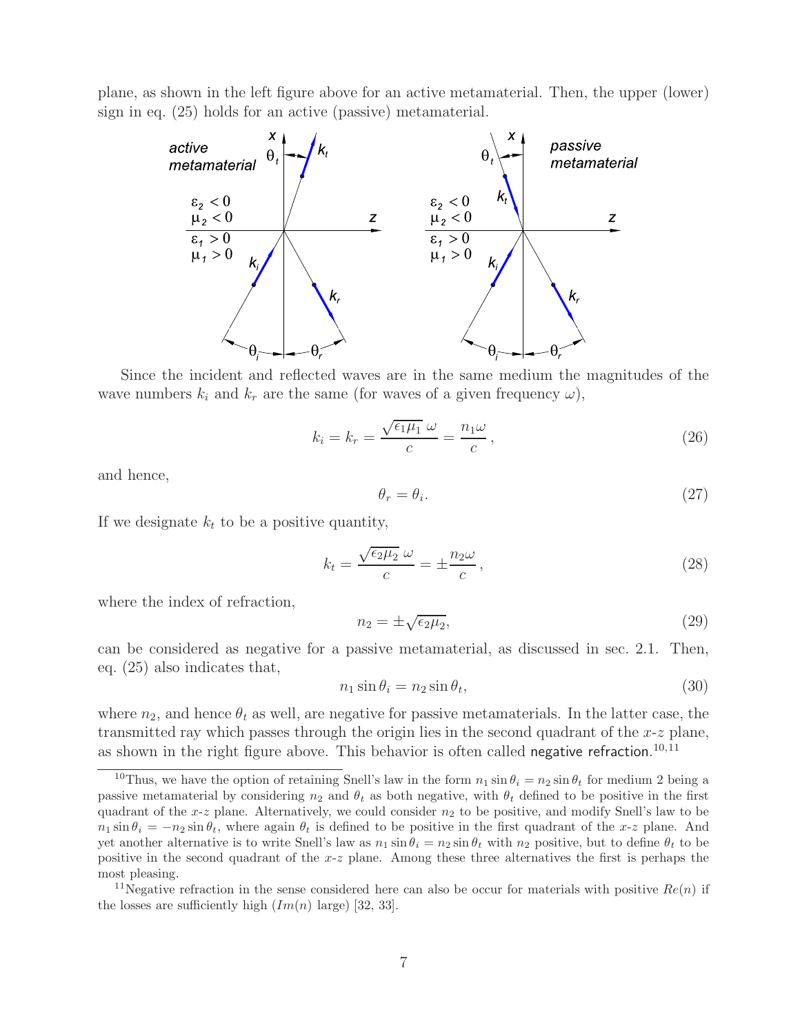plane, as shown in the left figure above for an active metamaterial. Then, the upper (lower) sign in eq. (25) holds for an active (passive) metamaterial.

Since the incident and reflected waves are in the same medium the magnitudes of the wave numbers $k_i$ and $k_r$ are the same (for waves of a given frequency $\omega$),

$$k_i = k_r = \frac{\sqrt{\epsilon_1 \mu_1}\,\omega}{c} = \frac{n_1 \omega}{c}\,, \tag{26}$$

and hence,

$$\theta_r = \theta_i. \tag{27}$$

If we designate $k_t$ to be a positive quantity,

$$k_t = \frac{\sqrt{\epsilon_2 \mu_2}\,\omega}{c} = \pm \frac{n_2 \omega}{c}\,, \tag{28}$$

where the index of refraction,

$$n_2 = \pm\sqrt{\epsilon_2 \mu_2}, \tag{29}$$

can be considered as negative for a passive metamaterial, as discussed in sec. 2.1. Then, eq. (25) also indicates that,

$$n_1 \sin\theta_i = n_2 \sin\theta_t, \tag{30}$$

where $n_2$, and hence $\theta_t$ as well, are negative for passive metamaterials. In the latter case, the transmitted ray which passes through the origin lies in the second quadrant of the $x$-$z$ plane, as shown in the right figure above. This behavior is often called negative refraction.[10,11]

---

[10] Thus, we have the option of retaining Snell's law in the form $n_1 \sin\theta_i = n_2 \sin\theta_t$ for medium 2 being a passive metamaterial by considering $n_2$ and $\theta_t$ as both negative, with $\theta_t$ defined to be positive in the first quadrant of the $x$-$z$ plane. Alternatively, we could consider $n_2$ to be positive, and modify Snell's law to be $n_1 \sin\theta_i = -n_2 \sin\theta_t$, where again $\theta_t$ is defined to be positive in the first quadrant of the $x$-$z$ plane. And yet another alternative is to write Snell's law as $n_1 \sin\theta_i = n_2 \sin\theta_t$ with $n_2$ positive, but to define $\theta_t$ to be positive in the second quadrant of the $x$-$z$ plane. Among these three alternatives the first is perhaps the most pleasing.

[11] Negative refraction in the sense considered here can also be occur for materials with positive $Re(n)$ if the losses are sufficiently high ($Im(n)$ large) [32, 33].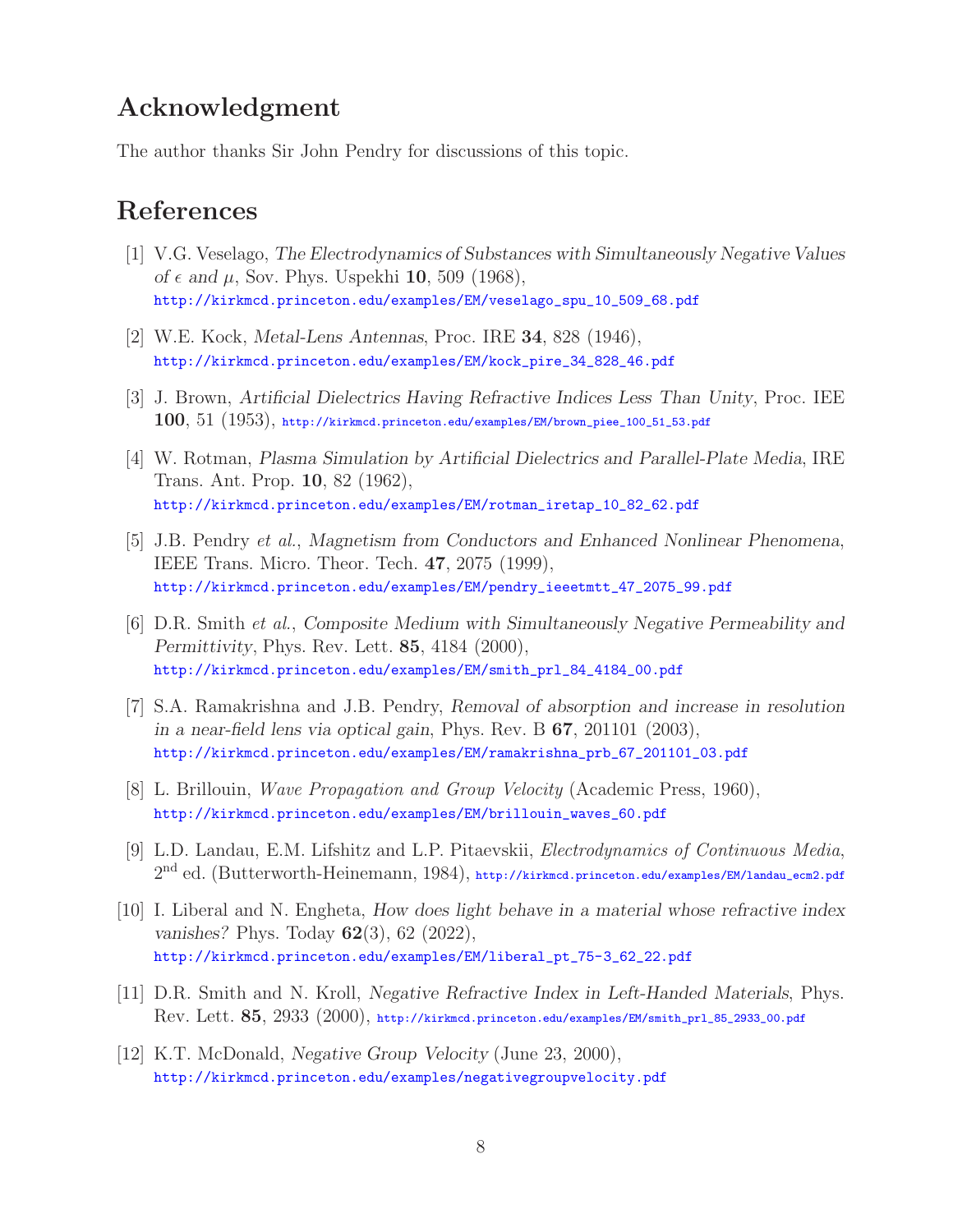## Acknowledgment

The author thanks Sir John Pendry for discussions of this topic.

## References

[1] V.G. Veselago, *The Electrodynamics of Substances with Simultaneously Negative Values of $\epsilon$ and $\mu$*, Sov. Phys. Uspekhi **10**, 509 (1968), http://kirkmcd.princeton.edu/examples/EM/veselago_spu_10_509_68.pdf

[2] W.E. Kock, *Metal-Lens Antennas*, Proc. IRE **34**, 828 (1946), http://kirkmcd.princeton.edu/examples/EM/kock_pire_34_828_46.pdf

[3] J. Brown, *Artificial Dielectrics Having Refractive Indices Less Than Unity*, Proc. IEE **100**, 51 (1953), http://kirkmcd.princeton.edu/examples/EM/brown_piee_100_51_53.pdf

[4] W. Rotman, *Plasma Simulation by Artificial Dielectrics and Parallel-Plate Media*, IRE Trans. Ant. Prop. **10**, 82 (1962), http://kirkmcd.princeton.edu/examples/EM/rotman_iretap_10_82_62.pdf

[5] J.B. Pendry *et al.*, *Magnetism from Conductors and Enhanced Nonlinear Phenomena*, IEEE Trans. Micro. Theor. Tech. **47**, 2075 (1999), http://kirkmcd.princeton.edu/examples/EM/pendry_ieeetmtt_47_2075_99.pdf

[6] D.R. Smith *et al.*, *Composite Medium with Simultaneously Negative Permeability and Permittivity*, Phys. Rev. Lett. **85**, 4184 (2000), http://kirkmcd.princeton.edu/examples/EM/smith_prl_84_4184_00.pdf

[7] S.A. Ramakrishna and J.B. Pendry, *Removal of absorption and increase in resolution in a near-field lens via optical gain*, Phys. Rev. B **67**, 201101 (2003), http://kirkmcd.princeton.edu/examples/EM/ramakrishna_prb_67_201101_03.pdf

[8] L. Brillouin, *Wave Propagation and Group Velocity* (Academic Press, 1960), http://kirkmcd.princeton.edu/examples/EM/brillouin_waves_60.pdf

[9] L.D. Landau, E.M. Lifshitz and L.P. Pitaevskii, *Electrodynamics of Continuous Media*, 2nd ed. (Butterworth-Heinemann, 1984), http://kirkmcd.princeton.edu/examples/EM/landau_ecm2.pdf

[10] I. Liberal and N. Engheta, *How does light behave in a material whose refractive index vanishes?* Phys. Today **62**(3), 62 (2022), http://kirkmcd.princeton.edu/examples/EM/liberal_pt_75-3_62_22.pdf

[11] D.R. Smith and N. Kroll, *Negative Refractive Index in Left-Handed Materials*, Phys. Rev. Lett. **85**, 2933 (2000), http://kirkmcd.princeton.edu/examples/EM/smith_prl_85_2933_00.pdf

[12] K.T. McDonald, *Negative Group Velocity* (June 23, 2000), http://kirkmcd.princeton.edu/examples/negativegroupvelocity.pdf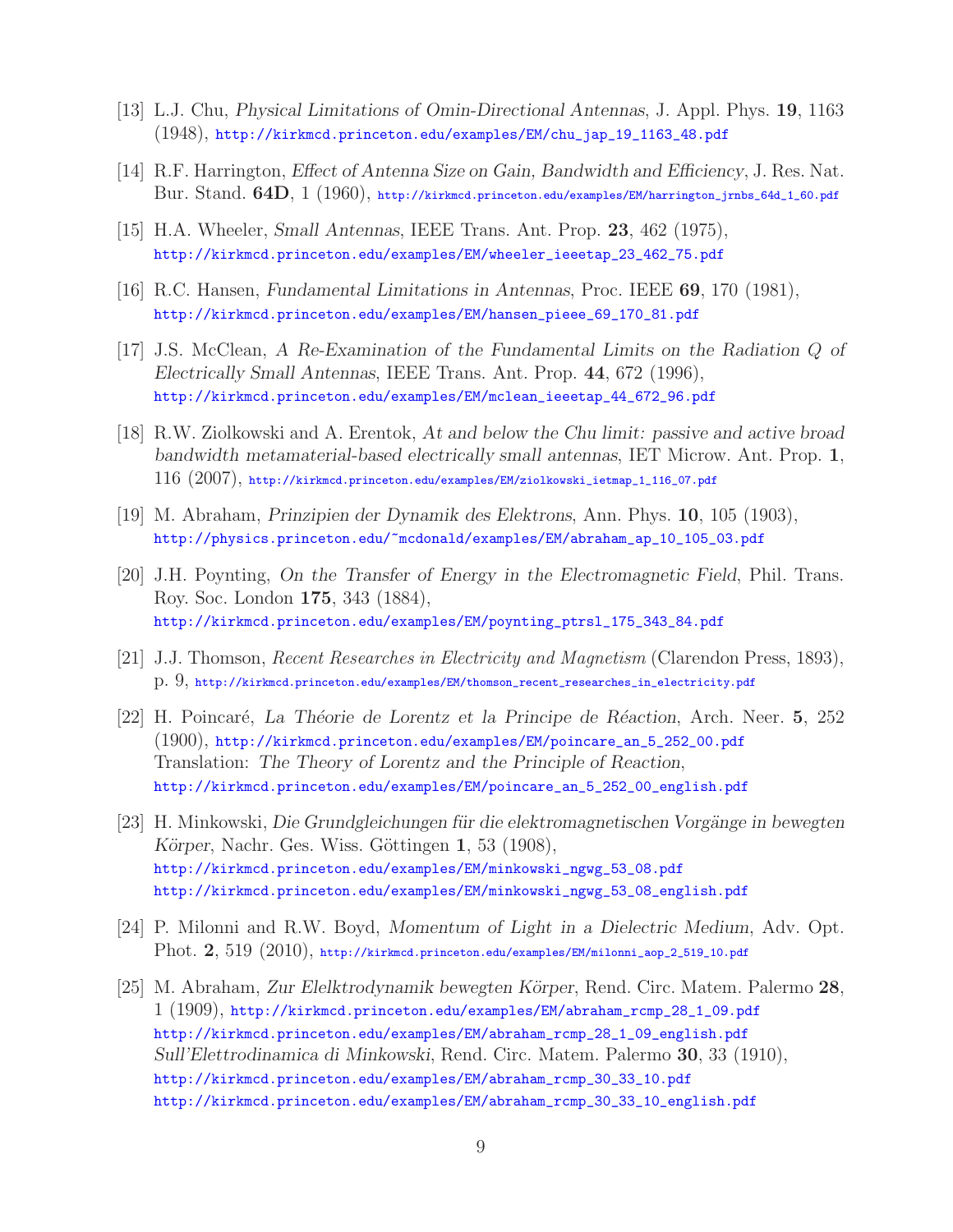[13] L.J. Chu, *Physical Limitations of Omin-Directional Antennas*, J. Appl. Phys. **19**, 1163 (1948), http://kirkmcd.princeton.edu/examples/EM/chu_jap_19_1163_48.pdf

[14] R.F. Harrington, *Effect of Antenna Size on Gain, Bandwidth and Efficiency*, J. Res. Nat. Bur. Stand. **64D**, 1 (1960), http://kirkmcd.princeton.edu/examples/EM/harrington_jrnbs_64d_1_60.pdf

[15] H.A. Wheeler, *Small Antennas*, IEEE Trans. Ant. Prop. **23**, 462 (1975), http://kirkmcd.princeton.edu/examples/EM/wheeler_ieeetap_23_462_75.pdf

[16] R.C. Hansen, *Fundamental Limitations in Antennas*, Proc. IEEE **69**, 170 (1981), http://kirkmcd.princeton.edu/examples/EM/hansen_pieee_69_170_81.pdf

[17] J.S. McClean, *A Re-Examination of the Fundamental Limits on the Radiation Q of Electrically Small Antennas*, IEEE Trans. Ant. Prop. **44**, 672 (1996), http://kirkmcd.princeton.edu/examples/EM/mclean_ieeetap_44_672_96.pdf

[18] R.W. Ziolkowski and A. Erentok, *At and below the Chu limit: passive and active broad bandwidth metamaterial-based electrically small antennas*, IET Microw. Ant. Prop. **1**, 116 (2007), http://kirkmcd.princeton.edu/examples/EM/ziolkowski_ietmap_1_116_07.pdf

[19] M. Abraham, *Prinzipien der Dynamik des Elektrons*, Ann. Phys. **10**, 105 (1903), http://physics.princeton.edu/~mcdonald/examples/EM/abraham_ap_10_105_03.pdf

[20] J.H. Poynting, *On the Transfer of Energy in the Electromagnetic Field*, Phil. Trans. Roy. Soc. London **175**, 343 (1884), http://kirkmcd.princeton.edu/examples/EM/poynting_ptrsl_175_343_84.pdf

[21] J.J. Thomson, *Recent Researches in Electricity and Magnetism* (Clarendon Press, 1893), p. 9, http://kirkmcd.princeton.edu/examples/EM/thomson_recent_researches_in_electricity.pdf

[22] H. Poincaré, *La Théorie de Lorentz et la Principe de Réaction*, Arch. Neer. **5**, 252 (1900), http://kirkmcd.princeton.edu/examples/EM/poincare_an_5_252_00.pdf
Translation: *The Theory of Lorentz and the Principle of Reaction*, http://kirkmcd.princeton.edu/examples/EM/poincare_an_5_252_00_english.pdf

[23] H. Minkowski, *Die Grundgleichungen für die elektromagnetischen Vorgänge in bewegten Körper*, Nachr. Ges. Wiss. Göttingen **1**, 53 (1908), http://kirkmcd.princeton.edu/examples/EM/minkowski_ngwg_53_08.pdf
http://kirkmcd.princeton.edu/examples/EM/minkowski_ngwg_53_08_english.pdf

[24] P. Milonni and R.W. Boyd, *Momentum of Light in a Dielectric Medium*, Adv. Opt. Phot. **2**, 519 (2010), http://kirkmcd.princeton.edu/examples/EM/milonni_aop_2_519_10.pdf

[25] M. Abraham, *Zur Elelktrodynamik bewegten Körper*, Rend. Circ. Matem. Palermo **28**, 1 (1909), http://kirkmcd.princeton.edu/examples/EM/abraham_rcmp_28_1_09.pdf
http://kirkmcd.princeton.edu/examples/EM/abraham_rcmp_28_1_09_english.pdf
*Sull'Elettrodinamica di Minkowski*, Rend. Circ. Matem. Palermo **30**, 33 (1910), http://kirkmcd.princeton.edu/examples/EM/abraham_rcmp_30_33_10.pdf
http://kirkmcd.princeton.edu/examples/EM/abraham_rcmp_30_33_10_english.pdf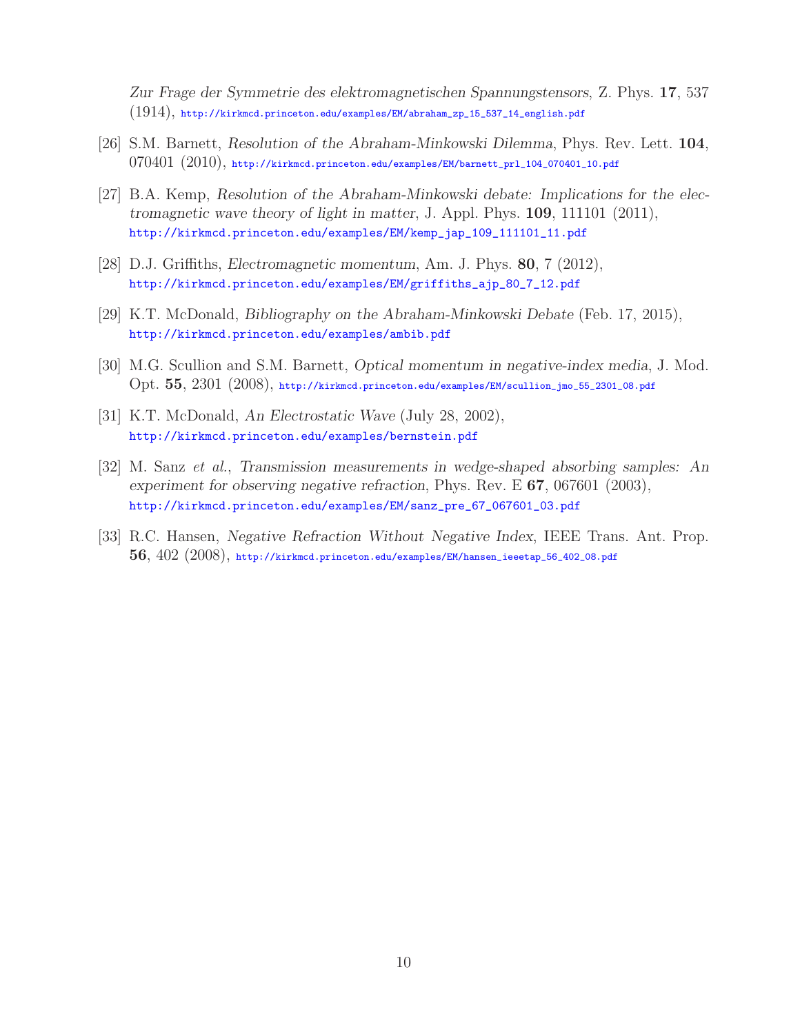*Zur Frage der Symmetrie des elektromagnetischen Spannungstensors*, Z. Phys. **17**, 537 (1914), http://kirkmcd.princeton.edu/examples/EM/abraham_zp_15_537_14_english.pdf

[26] S.M. Barnett, *Resolution of the Abraham-Minkowski Dilemma*, Phys. Rev. Lett. **104**, 070401 (2010), http://kirkmcd.princeton.edu/examples/EM/barnett_prl_104_070401_10.pdf

[27] B.A. Kemp, *Resolution of the Abraham-Minkowski debate: Implications for the electromagnetic wave theory of light in matter*, J. Appl. Phys. **109**, 111101 (2011), http://kirkmcd.princeton.edu/examples/EM/kemp_jap_109_111101_11.pdf

[28] D.J. Griffiths, *Electromagnetic momentum*, Am. J. Phys. **80**, 7 (2012), http://kirkmcd.princeton.edu/examples/EM/griffiths_ajp_80_7_12.pdf

[29] K.T. McDonald, *Bibliography on the Abraham-Minkowski Debate* (Feb. 17, 2015), http://kirkmcd.princeton.edu/examples/ambib.pdf

[30] M.G. Scullion and S.M. Barnett, *Optical momentum in negative-index media*, J. Mod. Opt. **55**, 2301 (2008), http://kirkmcd.princeton.edu/examples/EM/scullion_jmo_55_2301_08.pdf

[31] K.T. McDonald, *An Electrostatic Wave* (July 28, 2002), http://kirkmcd.princeton.edu/examples/bernstein.pdf

[32] M. Sanz *et al.*, *Transmission measurements in wedge-shaped absorbing samples: An experiment for observing negative refraction*, Phys. Rev. E **67**, 067601 (2003), http://kirkmcd.princeton.edu/examples/EM/sanz_pre_67_067601_03.pdf

[33] R.C. Hansen, *Negative Refraction Without Negative Index*, IEEE Trans. Ant. Prop. **56**, 402 (2008), http://kirkmcd.princeton.edu/examples/EM/hansen_ieeetap_56_402_08.pdf